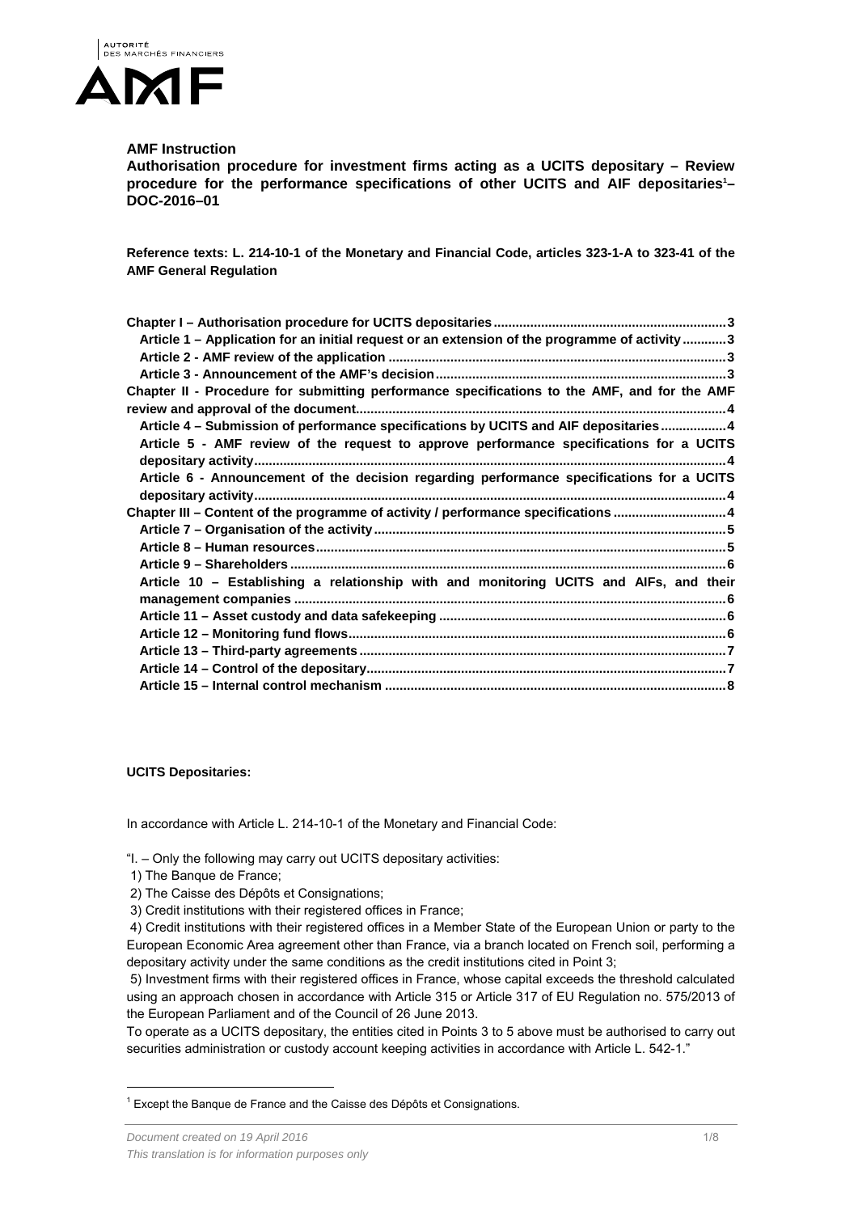**AMF Instruction**

**Authorisation procedure for investment firms acting as a UCITS depositary – Review procedure for the performance specifications of other UCITS and AIF depositaries[1]– DOC-2016–01**

**Reference texts: L. 214-10-1 of the Monetary and Financial Code, articles 323-1-A to 323-41 of the AMF General Regulation**

- **Chapter I – Authorisation procedure for UCITS depositaries ........ 3**
  - **Article 1 – Application for an initial request or an extension of the programme of activity ........ 3**
  - **Article 2 - AMF review of the application ........ 3**
  - **Article 3 - Announcement of the AMF's decision ........ 3**
- **Chapter II - Procedure for submitting performance specifications to the AMF, and for the AMF review and approval of the document ........ 4**
  - **Article 4 – Submission of performance specifications by UCITS and AIF depositaries ........ 4**
  - **Article 5 - AMF review of the request to approve performance specifications for a UCITS depositary activity ........ 4**
  - **Article 6 - Announcement of the decision regarding performance specifications for a UCITS depositary activity ........ 4**
- **Chapter III – Content of the programme of activity / performance specifications ........ 4**
  - **Article 7 – Organisation of the activity ........ 5**
  - **Article 8 – Human resources ........ 5**
  - **Article 9 – Shareholders ........ 6**
  - **Article 10 – Establishing a relationship with and monitoring UCITS and AIFs, and their management companies ........ 6**
  - **Article 11 – Asset custody and data safekeeping ........ 6**
  - **Article 12 – Monitoring fund flows ........ 6**
  - **Article 13 – Third-party agreements ........ 7**
  - **Article 14 – Control of the depositary ........ 7**
  - **Article 15 – Internal control mechanism ........ 8**

**UCITS Depositaries:**

In accordance with Article L. 214-10-1 of the Monetary and Financial Code:

"I. – Only the following may carry out UCITS depositary activities:

1) The Banque de France;
2) The Caisse des Dépôts et Consignations;
3) Credit institutions with their registered offices in France;
4) Credit institutions with their registered offices in a Member State of the European Union or party to the European Economic Area agreement other than France, via a branch located on French soil, performing a depositary activity under the same conditions as the credit institutions cited in Point 3;
5) Investment firms with their registered offices in France, whose capital exceeds the threshold calculated using an approach chosen in accordance with Article 315 or Article 317 of EU Regulation no. 575/2013 of the European Parliament and of the Council of 26 June 2013.

To operate as a UCITS depositary, the entities cited in Points 3 to 5 above must be authorised to carry out securities administration or custody account keeping activities in accordance with Article L. 542-1."

[1] Except the Banque de France and the Caisse des Dépôts et Consignations.

*Document created on 19 April 2016*

*This translation is for information purposes only*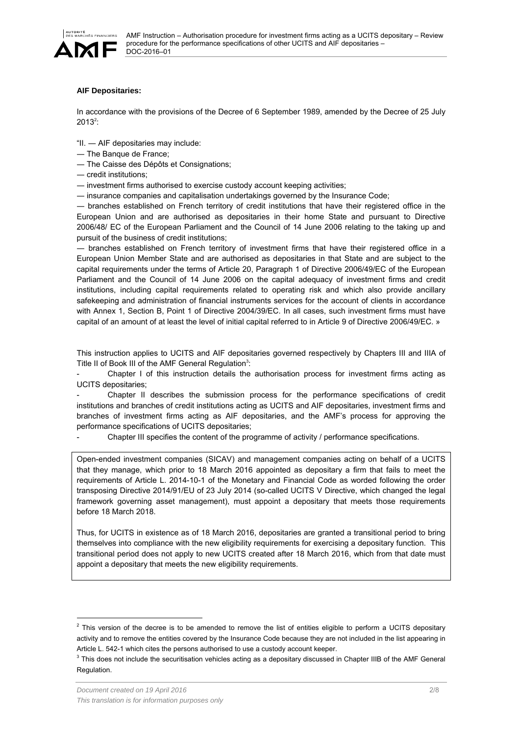**AIF Depositaries:**

In accordance with the provisions of the Decree of 6 September 1989, amended by the Decree of 25 July 2013[2]:

"II. — AIF depositaries may include:

— The Banque de France;

— The Caisse des Dépôts et Consignations;

— credit institutions;

— investment firms authorised to exercise custody account keeping activities;

— insurance companies and capitalisation undertakings governed by the Insurance Code;

— branches established on French territory of credit institutions that have their registered office in the European Union and are authorised as depositaries in their home State and pursuant to Directive 2006/48/ EC of the European Parliament and the Council of 14 June 2006 relating to the taking up and pursuit of the business of credit institutions;

— branches established on French territory of investment firms that have their registered office in a European Union Member State and are authorised as depositaries in that State and are subject to the capital requirements under the terms of Article 20, Paragraph 1 of Directive 2006/49/EC of the European Parliament and the Council of 14 June 2006 on the capital adequacy of investment firms and credit institutions, including capital requirements related to operating risk and which also provide ancillary safekeeping and administration of financial instruments services for the account of clients in accordance with Annex 1, Section B, Point 1 of Directive 2004/39/EC. In all cases, such investment firms must have capital of an amount of at least the level of initial capital referred to in Article 9 of Directive 2006/49/EC. »

This instruction applies to UCITS and AIF depositaries governed respectively by Chapters III and IIIA of Title II of Book III of the AMF General Regulation[3]:

- Chapter I of this instruction details the authorisation process for investment firms acting as UCITS depositaries;
- Chapter II describes the submission process for the performance specifications of credit institutions and branches of credit institutions acting as UCITS and AIF depositaries, investment firms and branches of investment firms acting as AIF depositaries, and the AMF's process for approving the performance specifications of UCITS depositaries;
- Chapter III specifies the content of the programme of activity / performance specifications.

Open-ended investment companies (SICAV) and management companies acting on behalf of a UCITS that they manage, which prior to 18 March 2016 appointed as depositary a firm that fails to meet the requirements of Article L. 2014-10-1 of the Monetary and Financial Code as worded following the order transposing Directive 2014/91/EU of 23 July 2014 (so-called UCITS V Directive, which changed the legal framework governing asset management), must appoint a depositary that meets those requirements before 18 March 2018.

Thus, for UCITS in existence as of 18 March 2016, depositaries are granted a transitional period to bring themselves into compliance with the new eligibility requirements for exercising a depositary function. This transitional period does not apply to new UCITS created after 18 March 2016, which from that date must appoint a depositary that meets the new eligibility requirements.

---

[2] This version of the decree is to be amended to remove the list of entities eligible to perform a UCITS depositary activity and to remove the entities covered by the Insurance Code because they are not included in the list appearing in Article L. 542-1 which cites the persons authorised to use a custody account keeper.

[3] This does not include the securitisation vehicles acting as a depositary discussed in Chapter IIIB of the AMF General Regulation.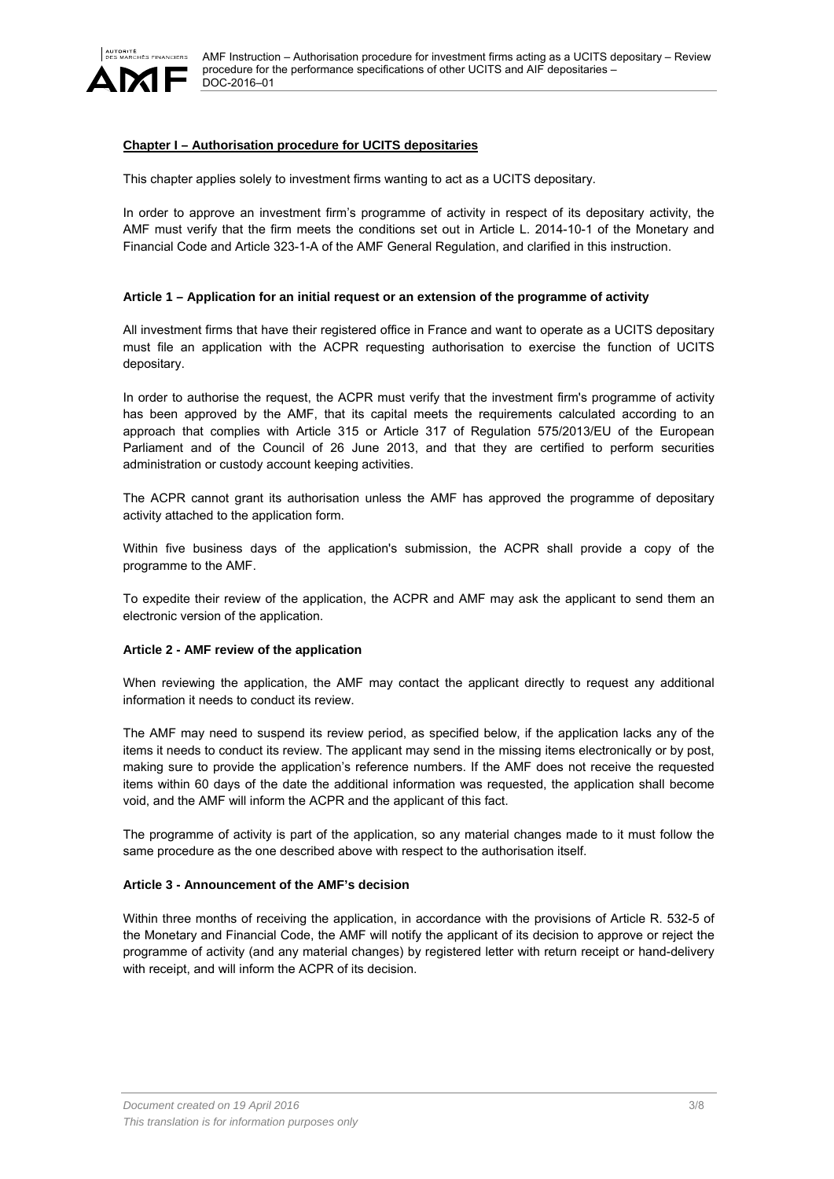## Chapter I – Authorisation procedure for UCITS depositaries

This chapter applies solely to investment firms wanting to act as a UCITS depositary.

In order to approve an investment firm's programme of activity in respect of its depositary activity, the AMF must verify that the firm meets the conditions set out in Article L. 2014-10-1 of the Monetary and Financial Code and Article 323-1-A of the AMF General Regulation, and clarified in this instruction.

### Article 1 – Application for an initial request or an extension of the programme of activity

All investment firms that have their registered office in France and want to operate as a UCITS depositary must file an application with the ACPR requesting authorisation to exercise the function of UCITS depositary.

In order to authorise the request, the ACPR must verify that the investment firm's programme of activity has been approved by the AMF, that its capital meets the requirements calculated according to an approach that complies with Article 315 or Article 317 of Regulation 575/2013/EU of the European Parliament and of the Council of 26 June 2013, and that they are certified to perform securities administration or custody account keeping activities.

The ACPR cannot grant its authorisation unless the AMF has approved the programme of depositary activity attached to the application form.

Within five business days of the application's submission, the ACPR shall provide a copy of the programme to the AMF.

To expedite their review of the application, the ACPR and AMF may ask the applicant to send them an electronic version of the application.

### Article 2 - AMF review of the application

When reviewing the application, the AMF may contact the applicant directly to request any additional information it needs to conduct its review.

The AMF may need to suspend its review period, as specified below, if the application lacks any of the items it needs to conduct its review. The applicant may send in the missing items electronically or by post, making sure to provide the application's reference numbers. If the AMF does not receive the requested items within 60 days of the date the additional information was requested, the application shall become void, and the AMF will inform the ACPR and the applicant of this fact.

The programme of activity is part of the application, so any material changes made to it must follow the same procedure as the one described above with respect to the authorisation itself.

### Article 3 - Announcement of the AMF's decision

Within three months of receiving the application, in accordance with the provisions of Article R. 532-5 of the Monetary and Financial Code, the AMF will notify the applicant of its decision to approve or reject the programme of activity (and any material changes) by registered letter with return receipt or hand-delivery with receipt, and will inform the ACPR of its decision.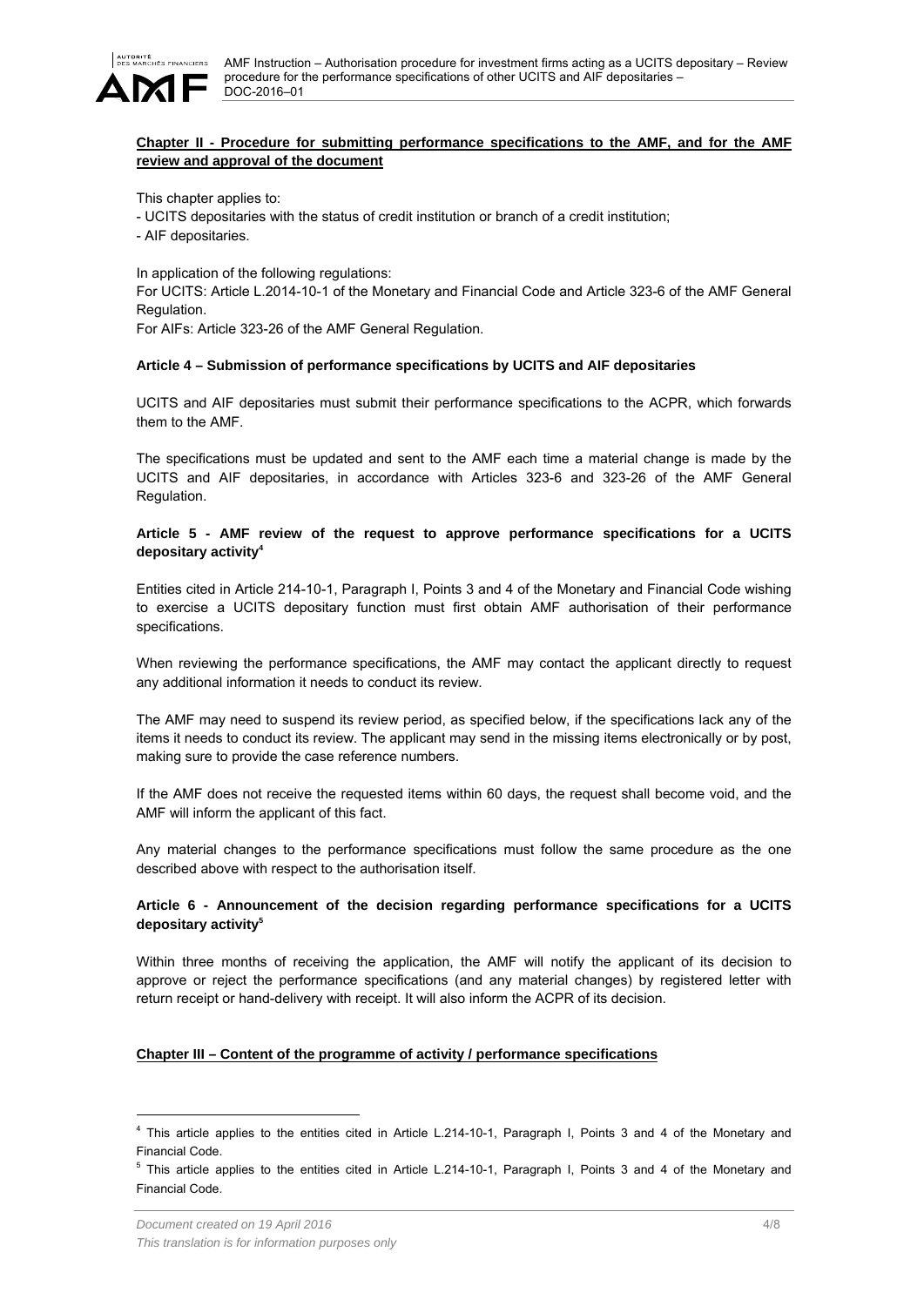**Chapter II - Procedure for submitting performance specifications to the AMF, and for the AMF review and approval of the document**

This chapter applies to:

- UCITS depositaries with the status of credit institution or branch of a credit institution;
- AIF depositaries.

In application of the following regulations:

For UCITS: Article L.2014-10-1 of the Monetary and Financial Code and Article 323-6 of the AMF General Regulation.

For AIFs: Article 323-26 of the AMF General Regulation.

**Article 4 – Submission of performance specifications by UCITS and AIF depositaries**

UCITS and AIF depositaries must submit their performance specifications to the ACPR, which forwards them to the AMF.

The specifications must be updated and sent to the AMF each time a material change is made by the UCITS and AIF depositaries, in accordance with Articles 323-6 and 323-26 of the AMF General Regulation.

**Article 5 - AMF review of the request to approve performance specifications for a UCITS depositary activity[4]**

Entities cited in Article 214-10-1, Paragraph I, Points 3 and 4 of the Monetary and Financial Code wishing to exercise a UCITS depositary function must first obtain AMF authorisation of their performance specifications.

When reviewing the performance specifications, the AMF may contact the applicant directly to request any additional information it needs to conduct its review.

The AMF may need to suspend its review period, as specified below, if the specifications lack any of the items it needs to conduct its review. The applicant may send in the missing items electronically or by post, making sure to provide the case reference numbers.

If the AMF does not receive the requested items within 60 days, the request shall become void, and the AMF will inform the applicant of this fact.

Any material changes to the performance specifications must follow the same procedure as the one described above with respect to the authorisation itself.

**Article 6 - Announcement of the decision regarding performance specifications for a UCITS depositary activity[5]**

Within three months of receiving the application, the AMF will notify the applicant of its decision to approve or reject the performance specifications (and any material changes) by registered letter with return receipt or hand-delivery with receipt. It will also inform the ACPR of its decision.

**Chapter III – Content of the programme of activity / performance specifications**

[4] This article applies to the entities cited in Article L.214-10-1, Paragraph I, Points 3 and 4 of the Monetary and Financial Code.

[5] This article applies to the entities cited in Article L.214-10-1, Paragraph I, Points 3 and 4 of the Monetary and Financial Code.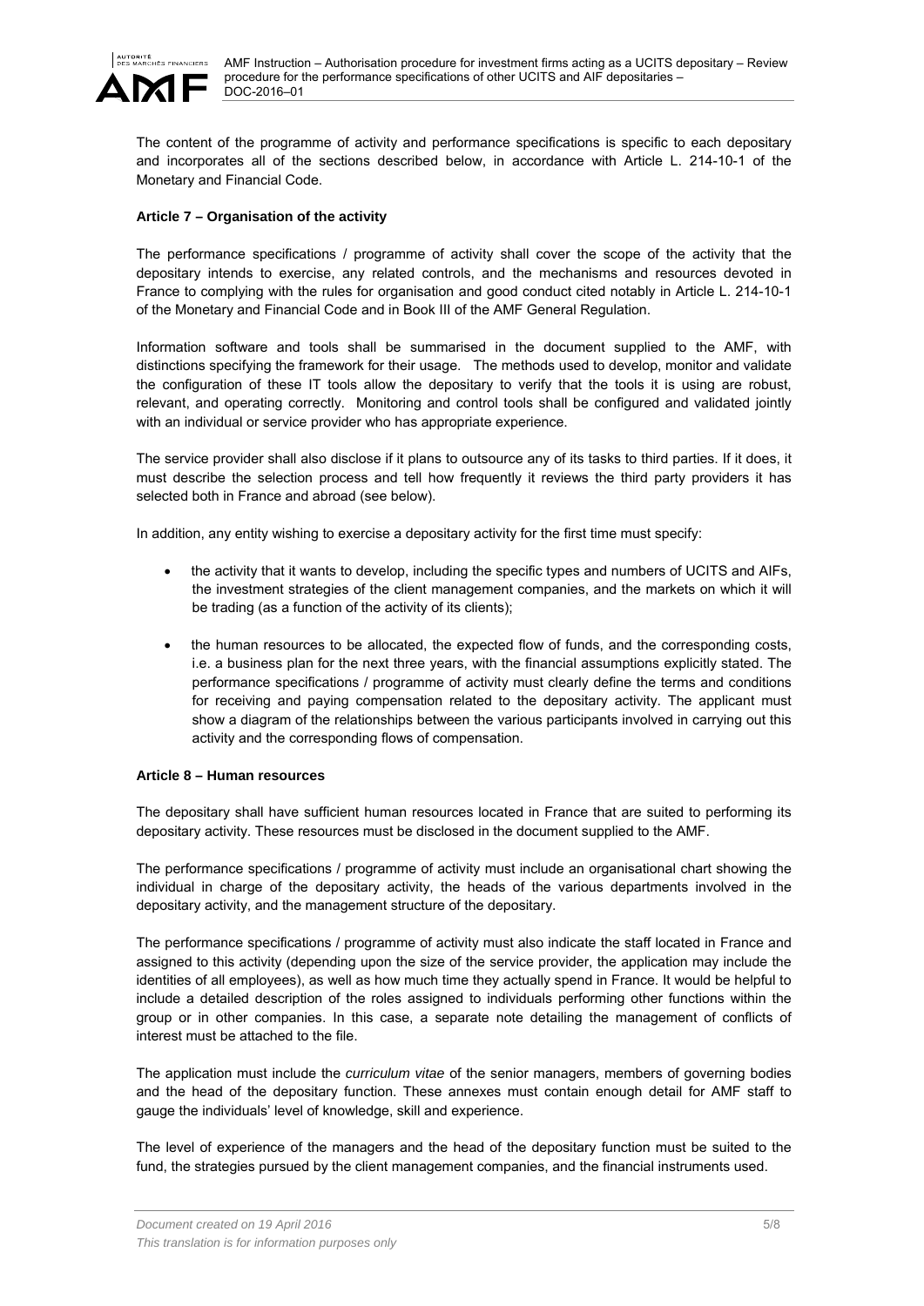The content of the programme of activity and performance specifications is specific to each depositary and incorporates all of the sections described below, in accordance with Article L. 214-10-1 of the Monetary and Financial Code.

**Article 7 – Organisation of the activity**

The performance specifications / programme of activity shall cover the scope of the activity that the depositary intends to exercise, any related controls, and the mechanisms and resources devoted in France to complying with the rules for organisation and good conduct cited notably in Article L. 214-10-1 of the Monetary and Financial Code and in Book III of the AMF General Regulation.

Information software and tools shall be summarised in the document supplied to the AMF, with distinctions specifying the framework for their usage. The methods used to develop, monitor and validate the configuration of these IT tools allow the depositary to verify that the tools it is using are robust, relevant, and operating correctly. Monitoring and control tools shall be configured and validated jointly with an individual or service provider who has appropriate experience.

The service provider shall also disclose if it plans to outsource any of its tasks to third parties. If it does, it must describe the selection process and tell how frequently it reviews the third party providers it has selected both in France and abroad (see below).

In addition, any entity wishing to exercise a depositary activity for the first time must specify:

- the activity that it wants to develop, including the specific types and numbers of UCITS and AIFs, the investment strategies of the client management companies, and the markets on which it will be trading (as a function of the activity of its clients);
- the human resources to be allocated, the expected flow of funds, and the corresponding costs, i.e. a business plan for the next three years, with the financial assumptions explicitly stated. The performance specifications / programme of activity must clearly define the terms and conditions for receiving and paying compensation related to the depositary activity. The applicant must show a diagram of the relationships between the various participants involved in carrying out this activity and the corresponding flows of compensation.

**Article 8 – Human resources**

The depositary shall have sufficient human resources located in France that are suited to performing its depositary activity. These resources must be disclosed in the document supplied to the AMF.

The performance specifications / programme of activity must include an organisational chart showing the individual in charge of the depositary activity, the heads of the various departments involved in the depositary activity, and the management structure of the depositary.

The performance specifications / programme of activity must also indicate the staff located in France and assigned to this activity (depending upon the size of the service provider, the application may include the identities of all employees), as well as how much time they actually spend in France. It would be helpful to include a detailed description of the roles assigned to individuals performing other functions within the group or in other companies. In this case, a separate note detailing the management of conflicts of interest must be attached to the file.

The application must include the *curriculum vitae* of the senior managers, members of governing bodies and the head of the depositary function. These annexes must contain enough detail for AMF staff to gauge the individuals' level of knowledge, skill and experience.

The level of experience of the managers and the head of the depositary function must be suited to the fund, the strategies pursued by the client management companies, and the financial instruments used.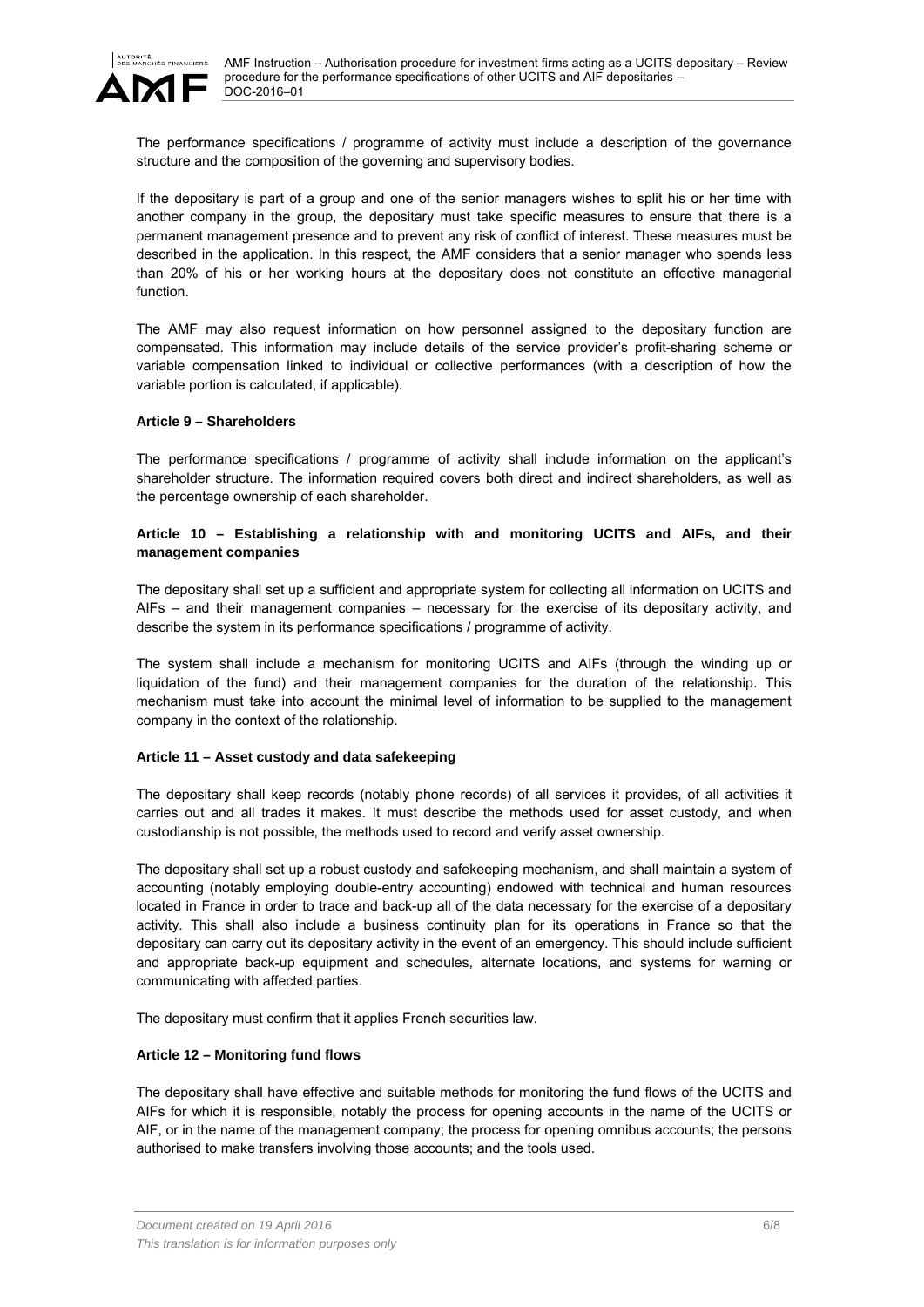The performance specifications / programme of activity must include a description of the governance structure and the composition of the governing and supervisory bodies.

If the depositary is part of a group and one of the senior managers wishes to split his or her time with another company in the group, the depositary must take specific measures to ensure that there is a permanent management presence and to prevent any risk of conflict of interest. These measures must be described in the application. In this respect, the AMF considers that a senior manager who spends less than 20% of his or her working hours at the depositary does not constitute an effective managerial function.

The AMF may also request information on how personnel assigned to the depositary function are compensated. This information may include details of the service provider's profit-sharing scheme or variable compensation linked to individual or collective performances (with a description of how the variable portion is calculated, if applicable).

**Article 9 – Shareholders**

The performance specifications / programme of activity shall include information on the applicant's shareholder structure. The information required covers both direct and indirect shareholders, as well as the percentage ownership of each shareholder.

**Article 10 – Establishing a relationship with and monitoring UCITS and AIFs, and their management companies**

The depositary shall set up a sufficient and appropriate system for collecting all information on UCITS and AIFs – and their management companies – necessary for the exercise of its depositary activity, and describe the system in its performance specifications / programme of activity.

The system shall include a mechanism for monitoring UCITS and AIFs (through the winding up or liquidation of the fund) and their management companies for the duration of the relationship. This mechanism must take into account the minimal level of information to be supplied to the management company in the context of the relationship.

**Article 11 – Asset custody and data safekeeping**

The depositary shall keep records (notably phone records) of all services it provides, of all activities it carries out and all trades it makes. It must describe the methods used for asset custody, and when custodianship is not possible, the methods used to record and verify asset ownership.

The depositary shall set up a robust custody and safekeeping mechanism, and shall maintain a system of accounting (notably employing double-entry accounting) endowed with technical and human resources located in France in order to trace and back-up all of the data necessary for the exercise of a depositary activity. This shall also include a business continuity plan for its operations in France so that the depositary can carry out its depositary activity in the event of an emergency. This should include sufficient and appropriate back-up equipment and schedules, alternate locations, and systems for warning or communicating with affected parties.

The depositary must confirm that it applies French securities law.

**Article 12 – Monitoring fund flows**

The depositary shall have effective and suitable methods for monitoring the fund flows of the UCITS and AIFs for which it is responsible, notably the process for opening accounts in the name of the UCITS or AIF, or in the name of the management company; the process for opening omnibus accounts; the persons authorised to make transfers involving those accounts; and the tools used.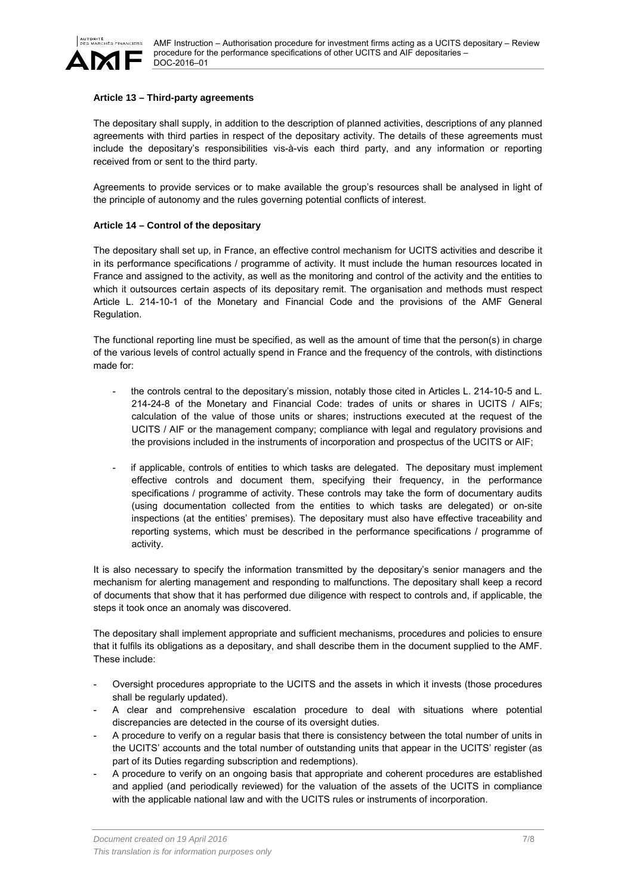**Article 13 – Third-party agreements**

The depositary shall supply, in addition to the description of planned activities, descriptions of any planned agreements with third parties in respect of the depositary activity. The details of these agreements must include the depositary's responsibilities vis-à-vis each third party, and any information or reporting received from or sent to the third party.

Agreements to provide services or to make available the group's resources shall be analysed in light of the principle of autonomy and the rules governing potential conflicts of interest.

**Article 14 – Control of the depositary**

The depositary shall set up, in France, an effective control mechanism for UCITS activities and describe it in its performance specifications / programme of activity. It must include the human resources located in France and assigned to the activity, as well as the monitoring and control of the activity and the entities to which it outsources certain aspects of its depositary remit. The organisation and methods must respect Article L. 214-10-1 of the Monetary and Financial Code and the provisions of the AMF General Regulation.

The functional reporting line must be specified, as well as the amount of time that the person(s) in charge of the various levels of control actually spend in France and the frequency of the controls, with distinctions made for:

- the controls central to the depositary's mission, notably those cited in Articles L. 214-10-5 and L. 214-24-8 of the Monetary and Financial Code: trades of units or shares in UCITS / AIFs; calculation of the value of those units or shares; instructions executed at the request of the UCITS / AIF or the management company; compliance with legal and regulatory provisions and the provisions included in the instruments of incorporation and prospectus of the UCITS or AIF;
- if applicable, controls of entities to which tasks are delegated. The depositary must implement effective controls and document them, specifying their frequency, in the performance specifications / programme of activity. These controls may take the form of documentary audits (using documentation collected from the entities to which tasks are delegated) or on-site inspections (at the entities' premises). The depositary must also have effective traceability and reporting systems, which must be described in the performance specifications / programme of activity.

It is also necessary to specify the information transmitted by the depositary's senior managers and the mechanism for alerting management and responding to malfunctions. The depositary shall keep a record of documents that show that it has performed due diligence with respect to controls and, if applicable, the steps it took once an anomaly was discovered.

The depositary shall implement appropriate and sufficient mechanisms, procedures and policies to ensure that it fulfils its obligations as a depositary, and shall describe them in the document supplied to the AMF. These include:

- Oversight procedures appropriate to the UCITS and the assets in which it invests (those procedures shall be regularly updated).
- A clear and comprehensive escalation procedure to deal with situations where potential discrepancies are detected in the course of its oversight duties.
- A procedure to verify on a regular basis that there is consistency between the total number of units in the UCITS' accounts and the total number of outstanding units that appear in the UCITS' register (as part of its Duties regarding subscription and redemptions).
- A procedure to verify on an ongoing basis that appropriate and coherent procedures are established and applied (and periodically reviewed) for the valuation of the assets of the UCITS in compliance with the applicable national law and with the UCITS rules or instruments of incorporation.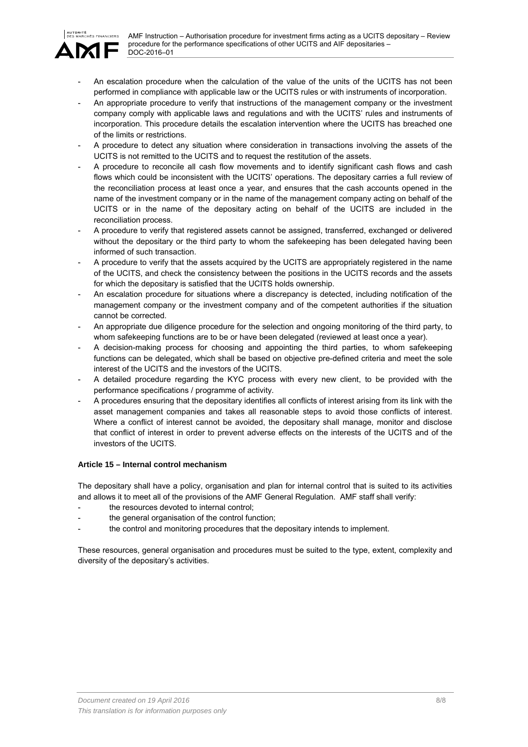- An escalation procedure when the calculation of the value of the units of the UCITS has not been performed in compliance with applicable law or the UCITS rules or with instruments of incorporation.
- An appropriate procedure to verify that instructions of the management company or the investment company comply with applicable laws and regulations and with the UCITS' rules and instruments of incorporation. This procedure details the escalation intervention where the UCITS has breached one of the limits or restrictions.
- A procedure to detect any situation where consideration in transactions involving the assets of the UCITS is not remitted to the UCITS and to request the restitution of the assets.
- A procedure to reconcile all cash flow movements and to identify significant cash flows and cash flows which could be inconsistent with the UCITS' operations. The depositary carries a full review of the reconciliation process at least once a year, and ensures that the cash accounts opened in the name of the investment company or in the name of the management company acting on behalf of the UCITS or in the name of the depositary acting on behalf of the UCITS are included in the reconciliation process.
- A procedure to verify that registered assets cannot be assigned, transferred, exchanged or delivered without the depositary or the third party to whom the safekeeping has been delegated having been informed of such transaction.
- A procedure to verify that the assets acquired by the UCITS are appropriately registered in the name of the UCITS, and check the consistency between the positions in the UCITS records and the assets for which the depositary is satisfied that the UCITS holds ownership.
- An escalation procedure for situations where a discrepancy is detected, including notification of the management company or the investment company and of the competent authorities if the situation cannot be corrected.
- An appropriate due diligence procedure for the selection and ongoing monitoring of the third party, to whom safekeeping functions are to be or have been delegated (reviewed at least once a year).
- A decision-making process for choosing and appointing the third parties, to whom safekeeping functions can be delegated, which shall be based on objective pre-defined criteria and meet the sole interest of the UCITS and the investors of the UCITS.
- A detailed procedure regarding the KYC process with every new client, to be provided with the performance specifications / programme of activity.
- A procedures ensuring that the depositary identifies all conflicts of interest arising from its link with the asset management companies and takes all reasonable steps to avoid those conflicts of interest. Where a conflict of interest cannot be avoided, the depositary shall manage, monitor and disclose that conflict of interest in order to prevent adverse effects on the interests of the UCITS and of the investors of the UCITS.

**Article 15 – Internal control mechanism**

The depositary shall have a policy, organisation and plan for internal control that is suited to its activities and allows it to meet all of the provisions of the AMF General Regulation. AMF staff shall verify:

- the resources devoted to internal control;
- the general organisation of the control function;
- the control and monitoring procedures that the depositary intends to implement.

These resources, general organisation and procedures must be suited to the type, extent, complexity and diversity of the depositary's activities.